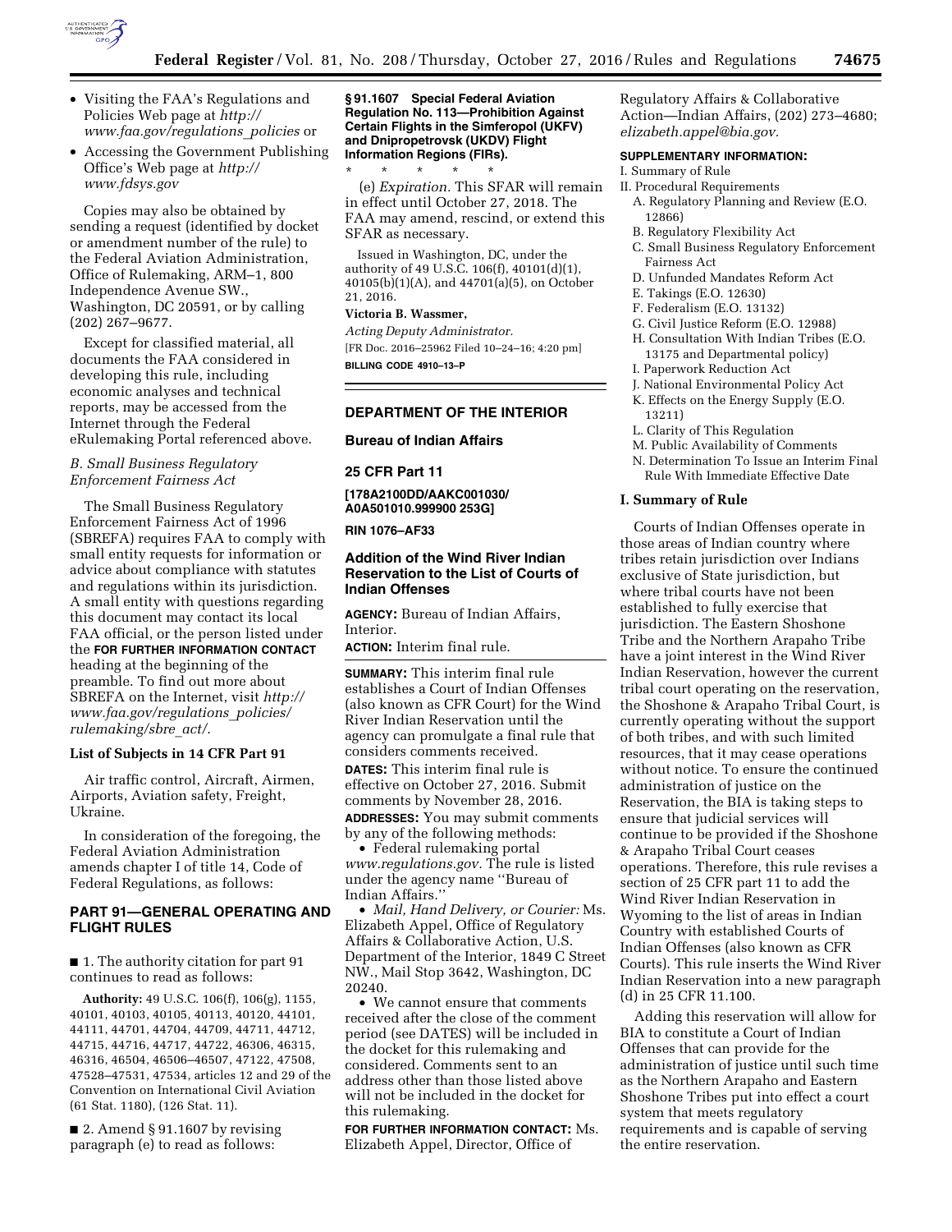- Visiting the FAA's Regulations and Policies Web page at *http://www.faa.gov/regulations_policies* or
- Accessing the Government Publishing Office's Web page at *http://www.fdsys.gov*

Copies may also be obtained by sending a request (identified by docket or amendment number of the rule) to the Federal Aviation Administration, Office of Rulemaking, ARM–1, 800 Independence Avenue SW., Washington, DC 20591, or by calling (202) 267–9677.

Except for classified material, all documents the FAA considered in developing this rule, including economic analyses and technical reports, may be accessed from the Internet through the Federal eRulemaking Portal referenced above.

### *B. Small Business Regulatory Enforcement Fairness Act*

The Small Business Regulatory Enforcement Fairness Act of 1996 (SBREFA) requires FAA to comply with small entity requests for information or advice about compliance with statutes and regulations within its jurisdiction. A small entity with questions regarding this document may contact its local FAA official, or the person listed under the **FOR FURTHER INFORMATION CONTACT** heading at the beginning of the preamble. To find out more about SBREFA on the Internet, visit *http://www.faa.gov/regulations_policies/rulemaking/sbre_act/*.

### List of Subjects in 14 CFR Part 91

Air traffic control, Aircraft, Airmen, Airports, Aviation safety, Freight, Ukraine.

In consideration of the foregoing, the Federal Aviation Administration amends chapter I of title 14, Code of Federal Regulations, as follows:

## PART 91—GENERAL OPERATING AND FLIGHT RULES

■ 1. The authority citation for part 91 continues to read as follows:

**Authority:** 49 U.S.C. 106(f), 106(g), 1155, 40101, 40103, 40105, 40113, 40120, 44101, 44111, 44701, 44704, 44709, 44711, 44712, 44715, 44716, 44717, 44722, 46306, 46315, 46316, 46504, 46506–46507, 47122, 47508, 47528–47531, 47534, articles 12 and 29 of the Convention on International Civil Aviation (61 Stat. 1180), (126 Stat. 11).

■ 2. Amend § 91.1607 by revising paragraph (e) to read as follows:

**§ 91.1607 Special Federal Aviation Regulation No. 113—Prohibition Against Certain Flights in the Simferopol (UKFV) and Dnipropetrovsk (UKDV) Flight Information Regions (FIRs).**

\* \* \* \* \*

(e) *Expiration.* This SFAR will remain in effect until October 27, 2018. The FAA may amend, rescind, or extend this SFAR as necessary.

Issued in Washington, DC, under the authority of 49 U.S.C. 106(f), 40101(d)(1), 40105(b)(1)(A), and 44701(a)(5), on October 21, 2016.

**Victoria B. Wassmer,**

*Acting Deputy Administrator.*

[FR Doc. 2016–25962 Filed 10–24–16; 4:20 pm]

**BILLING CODE 4910–13–P**

---

## DEPARTMENT OF THE INTERIOR

### Bureau of Indian Affairs

### 25 CFR Part 11

**[178A2100DD/AAKC001030/A0A501010.999900 253G]**

**RIN 1076–AF33**

### Addition of the Wind River Indian Reservation to the List of Courts of Indian Offenses

**AGENCY:** Bureau of Indian Affairs, Interior.

**ACTION:** Interim final rule.

**SUMMARY:** This interim final rule establishes a Court of Indian Offenses (also known as CFR Court) for the Wind River Indian Reservation until the agency can promulgate a final rule that considers comments received.

**DATES:** This interim final rule is effective on October 27, 2016. Submit comments by November 28, 2016.

**ADDRESSES:** You may submit comments by any of the following methods:

- Federal rulemaking portal *www.regulations.gov*. The rule is listed under the agency name ''Bureau of Indian Affairs.''
- *Mail, Hand Delivery, or Courier:* Ms. Elizabeth Appel, Office of Regulatory Affairs & Collaborative Action, U.S. Department of the Interior, 1849 C Street NW., Mail Stop 3642, Washington, DC 20240.
- We cannot ensure that comments received after the close of the comment period (see DATES) will be included in the docket for this rulemaking and considered. Comments sent to an address other than those listed above will not be included in the docket for this rulemaking.

**FOR FURTHER INFORMATION CONTACT:** Ms. Elizabeth Appel, Director, Office of Regulatory Affairs & Collaborative Action—Indian Affairs, (202) 273–4680; *elizabeth.appel@bia.gov*.

**SUPPLEMENTARY INFORMATION:**

I. Summary of Rule
II. Procedural Requirements
  A. Regulatory Planning and Review (E.O. 12866)
  B. Regulatory Flexibility Act
  C. Small Business Regulatory Enforcement Fairness Act
  D. Unfunded Mandates Reform Act
  E. Takings (E.O. 12630)
  F. Federalism (E.O. 13132)
  G. Civil Justice Reform (E.O. 12988)
  H. Consultation With Indian Tribes (E.O. 13175 and Departmental policy)
  I. Paperwork Reduction Act
  J. National Environmental Policy Act
  K. Effects on the Energy Supply (E.O. 13211)
  L. Clarity of This Regulation
  M. Public Availability of Comments
  N. Determination To Issue an Interim Final Rule With Immediate Effective Date

### I. Summary of Rule

Courts of Indian Offenses operate in those areas of Indian country where tribes retain jurisdiction over Indians exclusive of State jurisdiction, but where tribal courts have not been established to fully exercise that jurisdiction. The Eastern Shoshone Tribe and the Northern Arapaho Tribe have a joint interest in the Wind River Indian Reservation, however the current tribal court operating on the reservation, the Shoshone & Arapaho Tribal Court, is currently operating without the support of both tribes, and with such limited resources, that it may cease operations without notice. To ensure the continued administration of justice on the Reservation, the BIA is taking steps to ensure that judicial services will continue to be provided if the Shoshone & Arapaho Tribal Court ceases operations. Therefore, this rule revises a section of 25 CFR part 11 to add the Wind River Indian Reservation in Wyoming to the list of areas in Indian Country with established Courts of Indian Offenses (also known as CFR Courts). This rule inserts the Wind River Indian Reservation into a new paragraph (d) in 25 CFR 11.100.

Adding this reservation will allow for BIA to constitute a Court of Indian Offenses that can provide for the administration of justice until such time as the Northern Arapaho and Eastern Shoshone Tribes put into effect a court system that meets regulatory requirements and is capable of serving the entire reservation.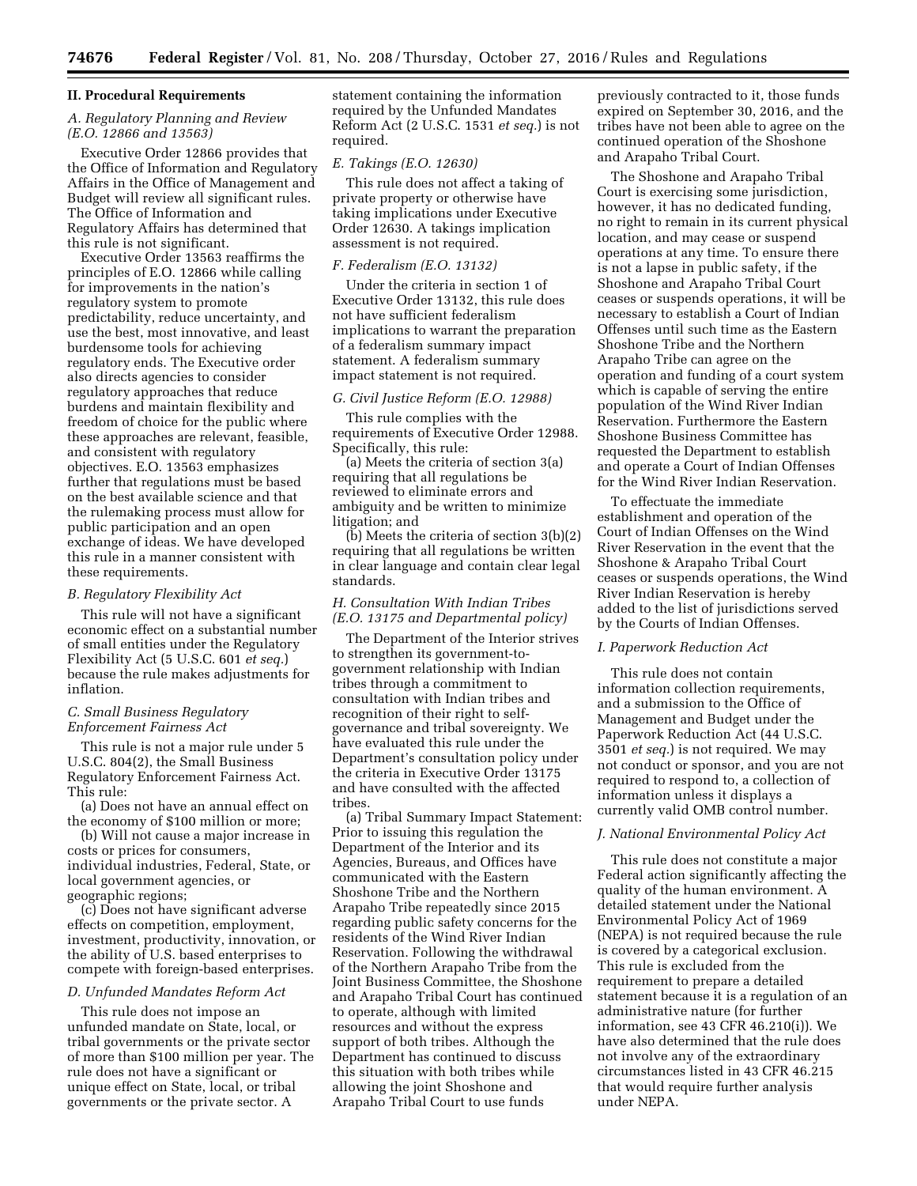## II. Procedural Requirements

### A. Regulatory Planning and Review (E.O. 12866 and 13563)

Executive Order 12866 provides that the Office of Information and Regulatory Affairs in the Office of Management and Budget will review all significant rules. The Office of Information and Regulatory Affairs has determined that this rule is not significant.

Executive Order 13563 reaffirms the principles of E.O. 12866 while calling for improvements in the nation's regulatory system to promote predictability, reduce uncertainty, and use the best, most innovative, and least burdensome tools for achieving regulatory ends. The Executive order also directs agencies to consider regulatory approaches that reduce burdens and maintain flexibility and freedom of choice for the public where these approaches are relevant, feasible, and consistent with regulatory objectives. E.O. 13563 emphasizes further that regulations must be based on the best available science and that the rulemaking process must allow for public participation and an open exchange of ideas. We have developed this rule in a manner consistent with these requirements.

### B. Regulatory Flexibility Act

This rule will not have a significant economic effect on a substantial number of small entities under the Regulatory Flexibility Act (5 U.S.C. 601 *et seq.*) because the rule makes adjustments for inflation.

### C. Small Business Regulatory Enforcement Fairness Act

This rule is not a major rule under 5 U.S.C. 804(2), the Small Business Regulatory Enforcement Fairness Act. This rule:

(a) Does not have an annual effect on the economy of $100 million or more;

(b) Will not cause a major increase in costs or prices for consumers, individual industries, Federal, State, or local government agencies, or geographic regions;

(c) Does not have significant adverse effects on competition, employment, investment, productivity, innovation, or the ability of U.S. based enterprises to compete with foreign-based enterprises.

### D. Unfunded Mandates Reform Act

This rule does not impose an unfunded mandate on State, local, or tribal governments or the private sector of more than $100 million per year. The rule does not have a significant or unique effect on State, local, or tribal governments or the private sector. A statement containing the information required by the Unfunded Mandates Reform Act (2 U.S.C. 1531 *et seq.*) is not required.

### E. Takings (E.O. 12630)

This rule does not affect a taking of private property or otherwise have taking implications under Executive Order 12630. A takings implication assessment is not required.

### F. Federalism (E.O. 13132)

Under the criteria in section 1 of Executive Order 13132, this rule does not have sufficient federalism implications to warrant the preparation of a federalism summary impact statement. A federalism summary impact statement is not required.

### G. Civil Justice Reform (E.O. 12988)

This rule complies with the requirements of Executive Order 12988. Specifically, this rule:

(a) Meets the criteria of section 3(a) requiring that all regulations be reviewed to eliminate errors and ambiguity and be written to minimize litigation; and

(b) Meets the criteria of section 3(b)(2) requiring that all regulations be written in clear language and contain clear legal standards.

### H. Consultation With Indian Tribes (E.O. 13175 and Departmental policy)

The Department of the Interior strives to strengthen its government-to-government relationship with Indian tribes through a commitment to consultation with Indian tribes and recognition of their right to self-governance and tribal sovereignty. We have evaluated this rule under the Department's consultation policy under the criteria in Executive Order 13175 and have consulted with the affected tribes.

(a) Tribal Summary Impact Statement: Prior to issuing this regulation the Department of the Interior and its Agencies, Bureaus, and Offices have communicated with the Eastern Shoshone Tribe and the Northern Arapaho Tribe repeatedly since 2015 regarding public safety concerns for the residents of the Wind River Indian Reservation. Following the withdrawal of the Northern Arapaho Tribe from the Joint Business Committee, the Shoshone and Arapaho Tribal Court has continued to operate, although with limited resources and without the express support of both tribes. Although the Department has continued to discuss this situation with both tribes while allowing the joint Shoshone and Arapaho Tribal Court to use funds previously contracted to it, those funds expired on September 30, 2016, and the tribes have not been able to agree on the continued operation of the Shoshone and Arapaho Tribal Court.

The Shoshone and Arapaho Tribal Court is exercising some jurisdiction, however, it has no dedicated funding, no right to remain in its current physical location, and may cease or suspend operations at any time. To ensure there is not a lapse in public safety, if the Shoshone and Arapaho Tribal Court ceases or suspends operations, it will be necessary to establish a Court of Indian Offenses until such time as the Eastern Shoshone Tribe and the Northern Arapaho Tribe can agree on the operation and funding of a court system which is capable of serving the entire population of the Wind River Indian Reservation. Furthermore the Eastern Shoshone Business Committee has requested the Department to establish and operate a Court of Indian Offenses for the Wind River Indian Reservation.

To effectuate the immediate establishment and operation of the Court of Indian Offenses on the Wind River Reservation in the event that the Shoshone & Arapaho Tribal Court ceases or suspends operations, the Wind River Indian Reservation is hereby added to the list of jurisdictions served by the Courts of Indian Offenses.

### I. Paperwork Reduction Act

This rule does not contain information collection requirements, and a submission to the Office of Management and Budget under the Paperwork Reduction Act (44 U.S.C. 3501 *et seq.*) is not required. We may not conduct or sponsor, and you are not required to respond to, a collection of information unless it displays a currently valid OMB control number.

### J. National Environmental Policy Act

This rule does not constitute a major Federal action significantly affecting the quality of the human environment. A detailed statement under the National Environmental Policy Act of 1969 (NEPA) is not required because the rule is covered by a categorical exclusion. This rule is excluded from the requirement to prepare a detailed statement because it is a regulation of an administrative nature (for further information, see 43 CFR 46.210(i)). We have also determined that the rule does not involve any of the extraordinary circumstances listed in 43 CFR 46.215 that would require further analysis under NEPA.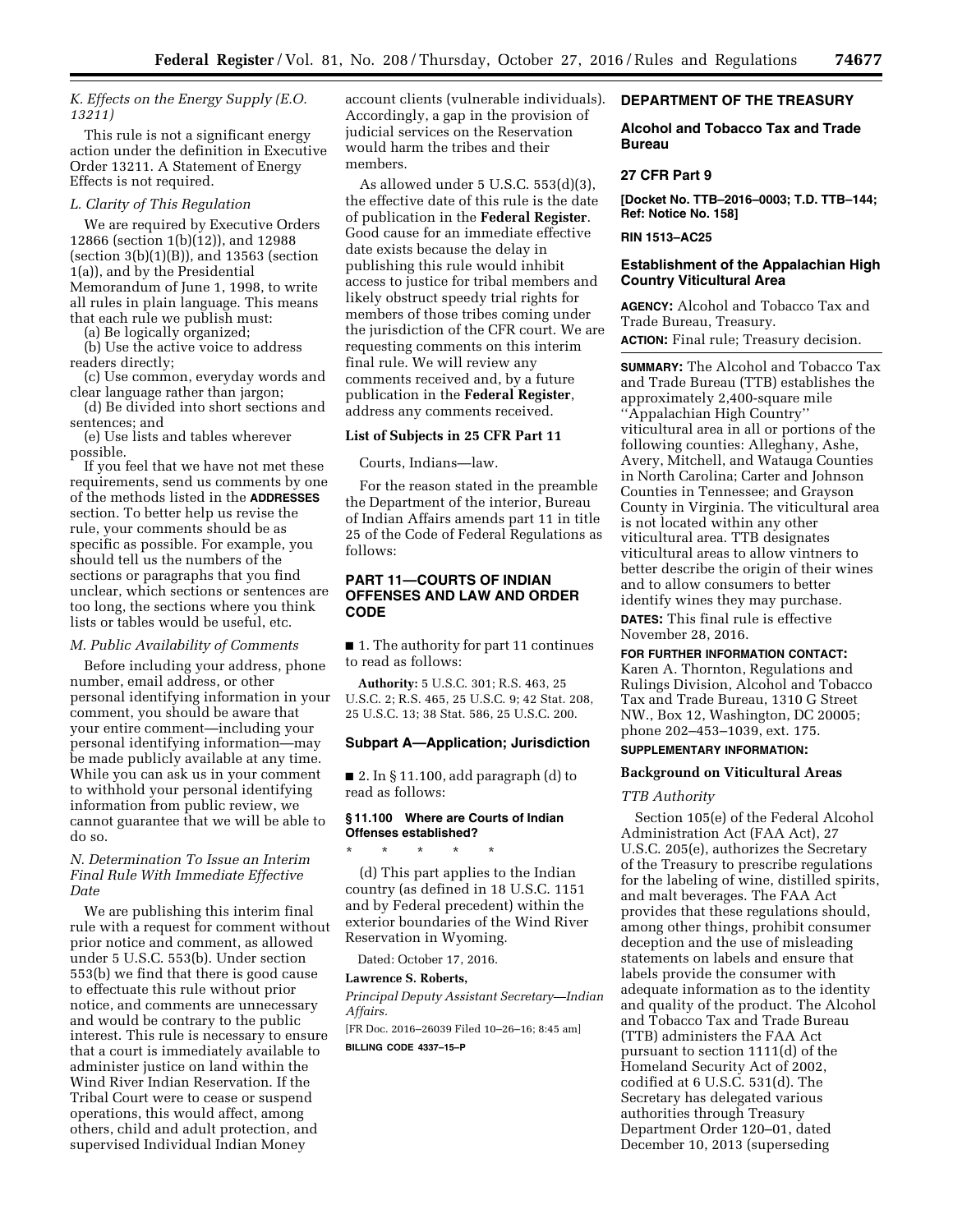### K. Effects on the Energy Supply (E.O. 13211)

This rule is not a significant energy action under the definition in Executive Order 13211. A Statement of Energy Effects is not required.

### L. Clarity of This Regulation

We are required by Executive Orders 12866 (section 1(b)(12)), and 12988 (section 3(b)(1)(B)), and 13563 (section 1(a)), and by the Presidential Memorandum of June 1, 1998, to write all rules in plain language. This means that each rule we publish must:

(a) Be logically organized;

(b) Use the active voice to address readers directly;

(c) Use common, everyday words and clear language rather than jargon;

(d) Be divided into short sections and sentences; and

(e) Use lists and tables wherever possible.

If you feel that we have not met these requirements, send us comments by one of the methods listed in the **ADDRESSES** section. To better help us revise the rule, your comments should be as specific as possible. For example, you should tell us the numbers of the sections or paragraphs that you find unclear, which sections or sentences are too long, the sections where you think lists or tables would be useful, etc.

### M. Public Availability of Comments

Before including your address, phone number, email address, or other personal identifying information in your comment, you should be aware that your entire comment—including your personal identifying information—may be made publicly available at any time. While you can ask us in your comment to withhold your personal identifying information from public review, we cannot guarantee that we will be able to do so.

### N. Determination To Issue an Interim Final Rule With Immediate Effective Date

We are publishing this interim final rule with a request for comment without prior notice and comment, as allowed under 5 U.S.C. 553(b). Under section 553(b) we find that there is good cause to effectuate this rule without prior notice, and comments are unnecessary and would be contrary to the public interest. This rule is necessary to ensure that a court is immediately available to administer justice on land within the Wind River Indian Reservation. If the Tribal Court were to cease or suspend operations, this would affect, among others, child and adult protection, and supervised Individual Indian Money account clients (vulnerable individuals). Accordingly, a gap in the provision of judicial services on the Reservation would harm the tribes and their members.

As allowed under 5 U.S.C. 553(d)(3), the effective date of this rule is the date of publication in the **Federal Register**. Good cause for an immediate effective date exists because the delay in publishing this rule would inhibit access to justice for tribal members and likely obstruct speedy trial rights for members of those tribes coming under the jurisdiction of the CFR court. We are requesting comments on this interim final rule. We will review any comments received and, by a future publication in the **Federal Register**, address any comments received.

**List of Subjects in 25 CFR Part 11**

Courts, Indians—law.

For the reason stated in the preamble the Department of the interior, Bureau of Indian Affairs amends part 11 in title 25 of the Code of Federal Regulations as follows:

## PART 11—COURTS OF INDIAN OFFENSES AND LAW AND ORDER CODE

■ 1. The authority for part 11 continues to read as follows:

**Authority:** 5 U.S.C. 301; R.S. 463, 25 U.S.C. 2; R.S. 465, 25 U.S.C. 9; 42 Stat. 208, 25 U.S.C. 13; 38 Stat. 586, 25 U.S.C. 200.

### Subpart A—Application; Jurisdiction

■ 2. In § 11.100, add paragraph (d) to read as follows:

**§ 11.100 Where are Courts of Indian Offenses established?**

\* \* \* \* \*

(d) This part applies to the Indian country (as defined in 18 U.S.C. 1151 and by Federal precedent) within the exterior boundaries of the Wind River Reservation in Wyoming.

Dated: October 17, 2016.

**Lawrence S. Roberts,**

*Principal Deputy Assistant Secretary—Indian Affairs.*

[FR Doc. 2016–26039 Filed 10–26–16; 8:45 am]

**BILLING CODE 4337–15–P**

## DEPARTMENT OF THE TREASURY

## Alcohol and Tobacco Tax and Trade Bureau

### 27 CFR Part 9

**[Docket No. TTB–2016–0003; T.D. TTB–144; Ref: Notice No. 158]**

**RIN 1513–AC25**

## Establishment of the Appalachian High Country Viticultural Area

**AGENCY:** Alcohol and Tobacco Tax and Trade Bureau, Treasury.

**ACTION:** Final rule; Treasury decision.

**SUMMARY:** The Alcohol and Tobacco Tax and Trade Bureau (TTB) establishes the approximately 2,400-square mile "Appalachian High Country" viticultural area in all or portions of the following counties: Alleghany, Ashe, Avery, Mitchell, and Watauga Counties in North Carolina; Carter and Johnson Counties in Tennessee; and Grayson County in Virginia. The viticultural area is not located within any other viticultural area. TTB designates viticultural areas to allow vintners to better describe the origin of their wines and to allow consumers to better identify wines they may purchase.

**DATES:** This final rule is effective November 28, 2016.

**FOR FURTHER INFORMATION CONTACT:** Karen A. Thornton, Regulations and Rulings Division, Alcohol and Tobacco Tax and Trade Bureau, 1310 G Street NW., Box 12, Washington, DC 20005; phone 202–453–1039, ext. 175.

**SUPPLEMENTARY INFORMATION:**

### Background on Viticultural Areas

#### TTB Authority

Section 105(e) of the Federal Alcohol Administration Act (FAA Act), 27 U.S.C. 205(e), authorizes the Secretary of the Treasury to prescribe regulations for the labeling of wine, distilled spirits, and malt beverages. The FAA Act provides that these regulations should, among other things, prohibit consumer deception and the use of misleading statements on labels and ensure that labels provide the consumer with adequate information as to the identity and quality of the product. The Alcohol and Tobacco Tax and Trade Bureau (TTB) administers the FAA Act pursuant to section 1111(d) of the Homeland Security Act of 2002, codified at 6 U.S.C. 531(d). The Secretary has delegated various authorities through Treasury Department Order 120–01, dated December 10, 2013 (superseding